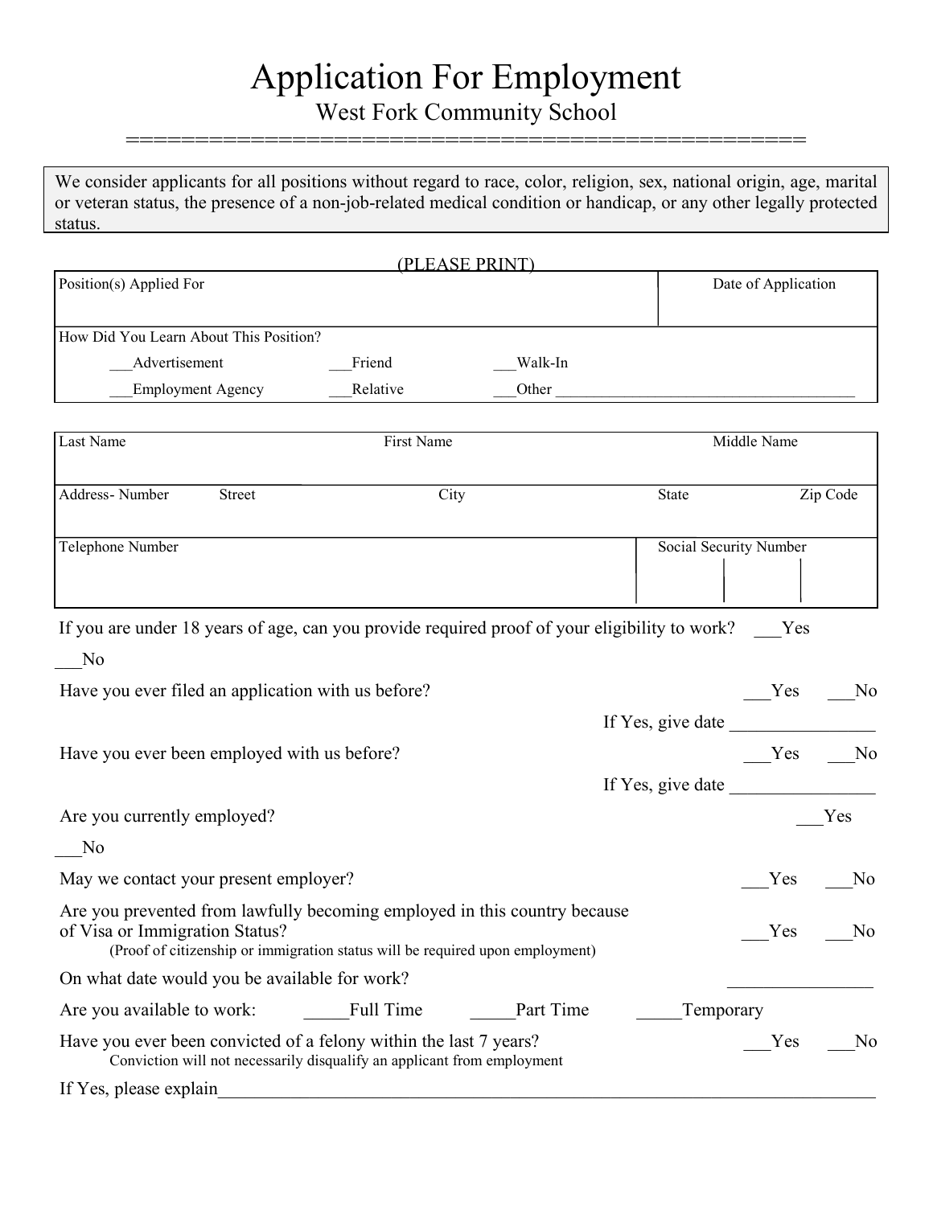# Application For Employment

## West Fork Community School

==================================================

> We consider applicants for all positions without regard to race, color, religion, sex, national origin, age, marital or veteran status, the presence of a non-job-related medical condition or handicap, or any other legally protected status.

(PLEASE PRINT)

| Position(s) Applied For | Date of Application |
|---|---|
| | |

How Did You Learn About This Position?

___Advertisement ___Friend ___Walk-In

___Employment Agency ___Relative ___Other ______________________________________

| Last Name | First Name | Middle Name |
|---|---|---|
| | | |

| Address- Number | Street | City | State | Zip Code |
|---|---|---|---|---|
| | | | | |

| Telephone Number | Social Security Number |
|---|---|
| | |

If you are under 18 years of age, can you provide required proof of your eligibility to work? ___Yes ___No

Have you ever filed an application with us before? ___Yes ___No

If Yes, give date ________________

Have you ever been employed with us before? ___Yes ___No

If Yes, give date ________________

Are you currently employed? ___Yes ___No

May we contact your present employer? ___Yes ___No

Are you prevented from lawfully becoming employed in this country because of Visa or Immigration Status? ___Yes ___No
(Proof of citizenship or immigration status will be required upon employment)

On what date would you be available for work? ________________

Are you available to work: _____Full Time _____Part Time _____Temporary

Have you ever been convicted of a felony within the last 7 years? ___Yes ___No
Conviction will not necessarily disqualify an applicant from employment

If Yes, please explain____________________________________________________________________________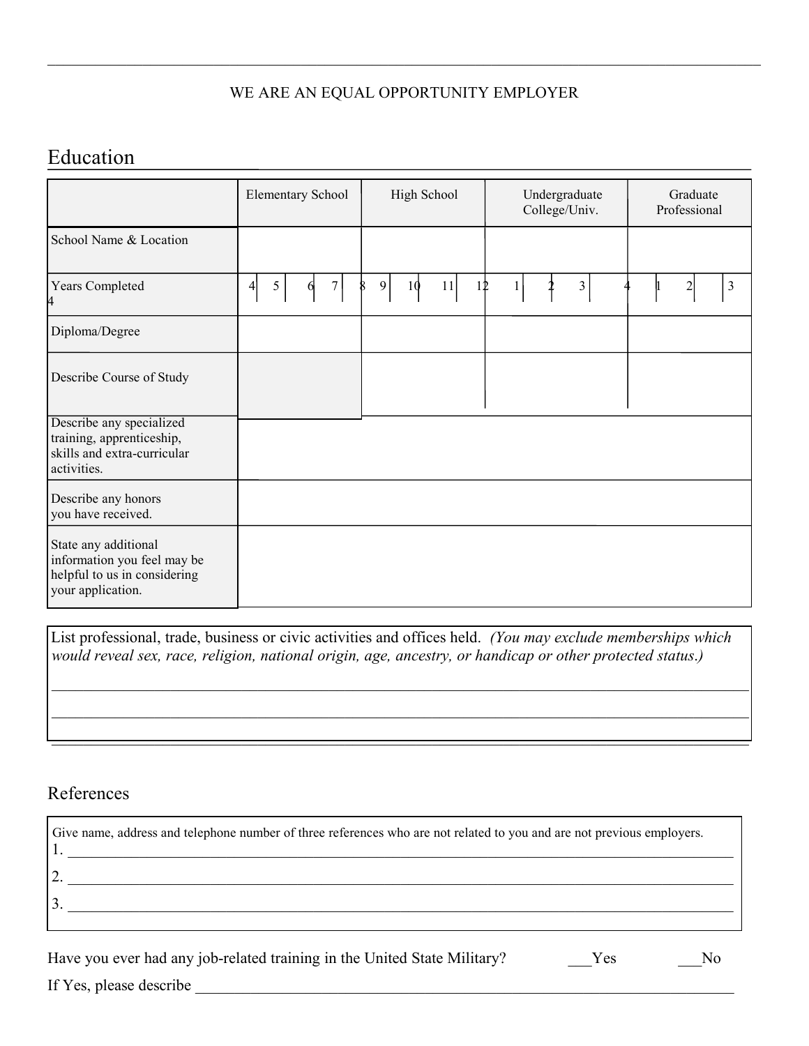WE ARE AN EQUAL OPPORTUNITY EMPLOYER

## Education

| | Elementary School | High School | Undergraduate College/Univ. | Graduate Professional |
|---|---|---|---|---|
| School Name & Location | | | | |
| Years Completed | 4 5 6 7 8 | 9 10 11 12 | 1 2 3 4 | 1 2 3 4 |
| Diploma/Degree | | | | |
| Describe Course of Study | | | | |
| Describe any specialized training, apprenticeship, skills and extra-curricular activities. | | | | |
| Describe any honors you have received. | | | | |
| State any additional information you feel may be helpful to us in considering your application. | | | | |

List professional, trade, business or civic activities and offices held. *(You may exclude memberships which would reveal sex, race, religion, national origin, age, ancestry, or handicap or other protected status.)*

______________________________________________________________________________

______________________________________________________________________________

## References

Give name, address and telephone number of three references who are not related to you and are not previous employers.

1. ______________________________________________________________________________
2. ______________________________________________________________________________
3. ______________________________________________________________________________

Have you ever had any job-related training in the United State Military? ___Yes ___No

If Yes, please describe ______________________________________________________________________________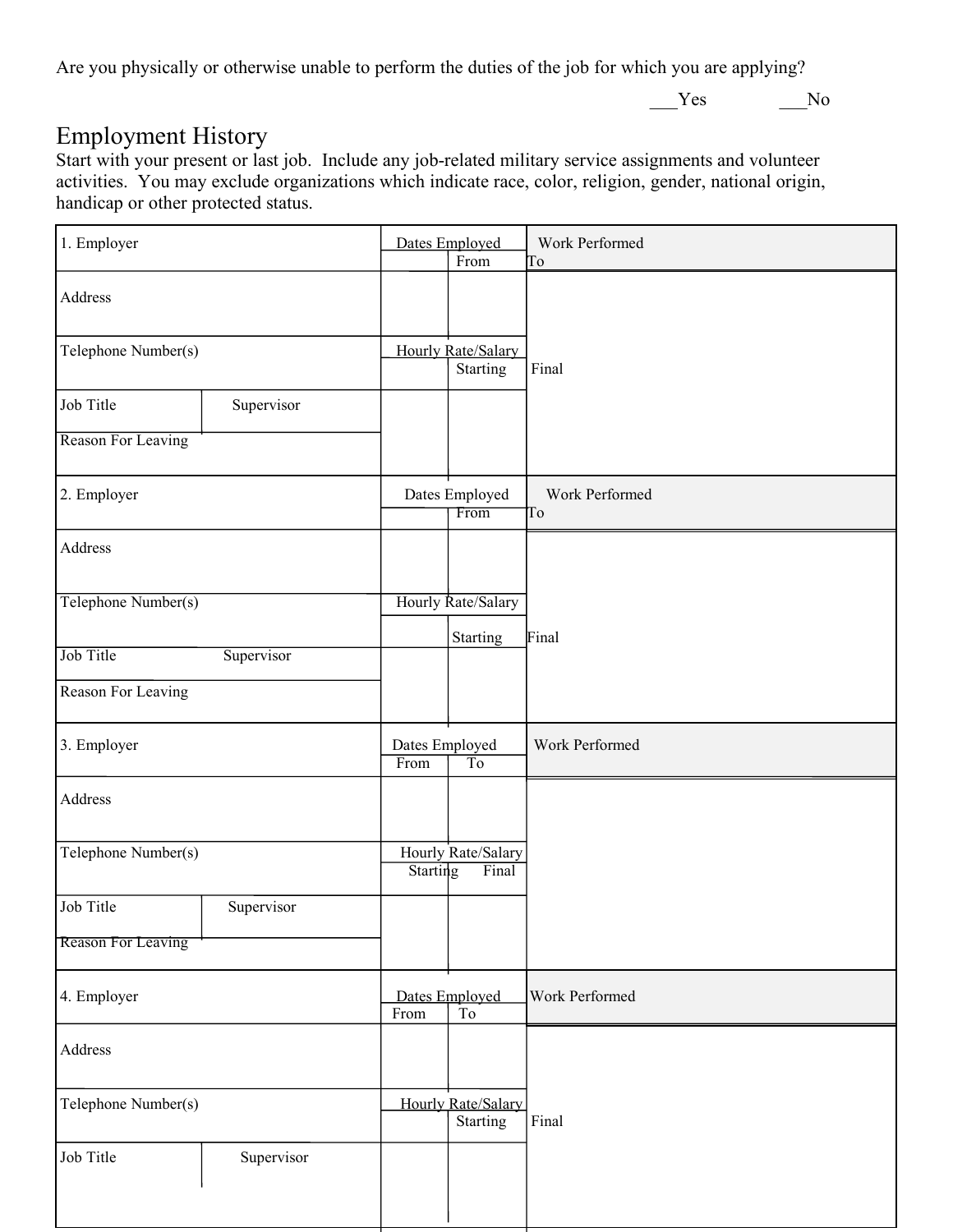Are you physically or otherwise unable to perform the duties of the job for which you are applying?

___Yes ___No

## Employment History

Start with your present or last job. Include any job-related military service assignments and volunteer activities. You may exclude organizations which indicate race, color, religion, gender, national origin, handicap or other protected status.

| 1. Employer | | Dates Employed | | Work Performed |
|---|---|---|---|---|
| | | From | To | |
| Address | | | | |
| Telephone Number(s) | | Hourly Rate/Salary | | |
| | | Starting | Final | |
| Job Title | Supervisor | | | |
| Reason For Leaving | | | | |

| 2. Employer | | Dates Employed | | Work Performed |
|---|---|---|---|---|
| | | From | To | |
| Address | | | | |
| Telephone Number(s) | | Hourly Rate/Salary | | |
| | | Starting | Final | |
| Job Title | Supervisor | | | |
| Reason For Leaving | | | | |

| 3. Employer | | Dates Employed | | Work Performed |
|---|---|---|---|---|
| | | From | To | |
| Address | | | | |
| Telephone Number(s) | | Hourly Rate/Salary | | |
| | | Starting | Final | |
| Job Title | Supervisor | | | |
| Reason For Leaving | | | | |

| 4. Employer | | Dates Employed | | Work Performed |
|---|---|---|---|---|
| | | From | To | |
| Address | | | | |
| Telephone Number(s) | | Hourly Rate/Salary | | |
| | | Starting | Final | |
| Job Title | Supervisor | | | |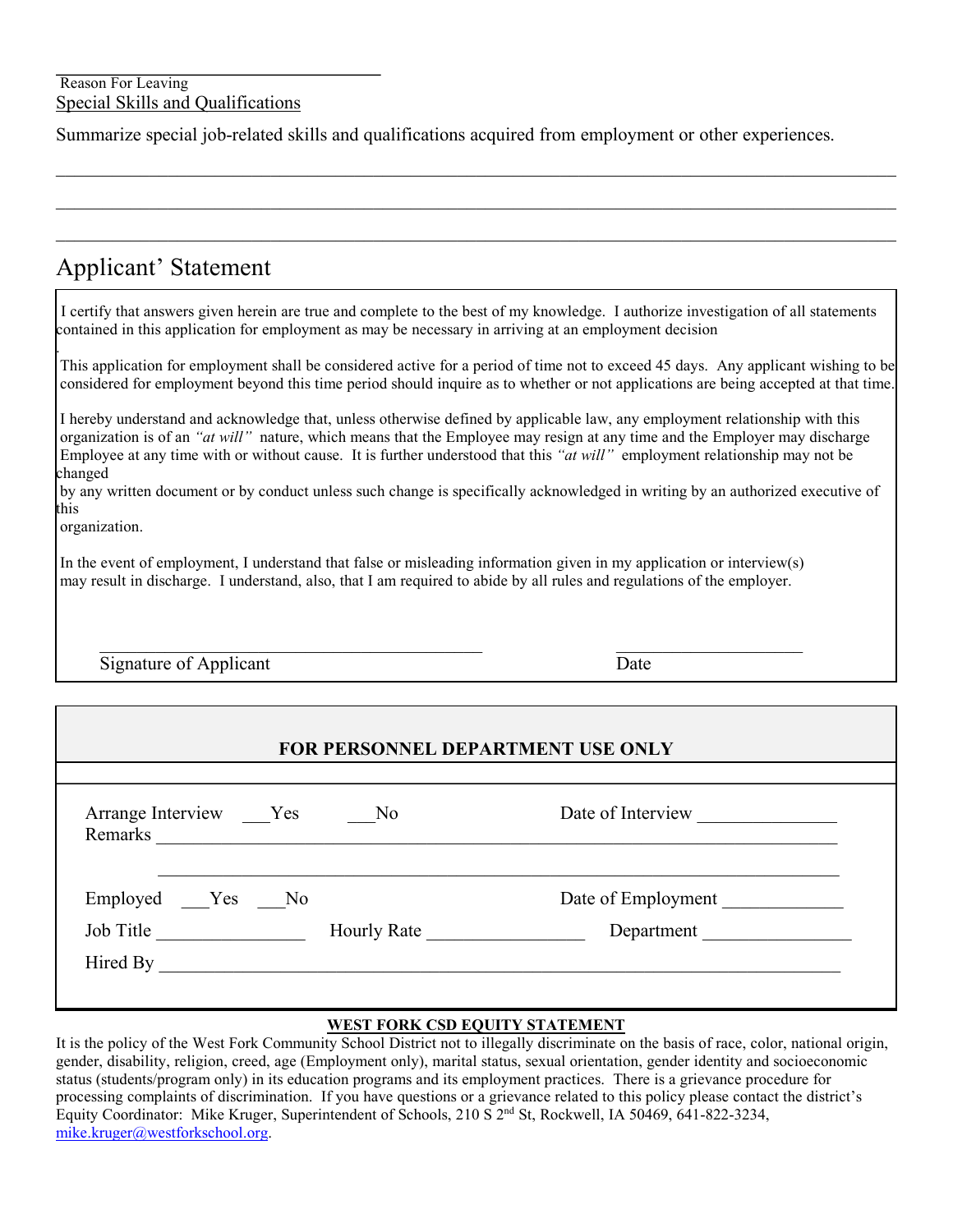Reason For Leaving

Special Skills and Qualifications

Summarize special job-related skills and qualifications acquired from employment or other experiences.

______________________________________________________________________________

______________________________________________________________________________

______________________________________________________________________________

## Applicant' Statement

I certify that answers given herein are true and complete to the best of my knowledge. I authorize investigation of all statements contained in this application for employment as may be necessary in arriving at an employment decision

This application for employment shall be considered active for a period of time not to exceed 45 days. Any applicant wishing to be considered for employment beyond this time period should inquire as to whether or not applications are being accepted at that time.

I hereby understand and acknowledge that, unless otherwise defined by applicable law, any employment relationship with this organization is of an *"at will"* nature, which means that the Employee may resign at any time and the Employer may discharge Employee at any time with or without cause. It is further understood that this *"at will"* employment relationship may not be changed by any written document or by conduct unless such change is specifically acknowledged in writing by an authorized executive of this organization.

In the event of employment, I understand that false or misleading information given in my application or interview(s) may result in discharge. I understand, also, that I am required to abide by all rules and regulations of the employer.

________________________________________ ____________________

Signature of Applicant Date

**FOR PERSONNEL DEPARTMENT USE ONLY**

Arrange Interview ___Yes ___No Date of Interview ______________

Remarks ______________________________________________________________________

______________________________________________________________________

Employed ___Yes ___No Date of Employment ____________

Job Title ________________ Hourly Rate ________________ Department ________________

Hired By ______________________________________________________________________

**WEST FORK CSD EQUITY STATEMENT**

It is the policy of the West Fork Community School District not to illegally discriminate on the basis of race, color, national origin, gender, disability, religion, creed, age (Employment only), marital status, sexual orientation, gender identity and socioeconomic status (students/program only) in its education programs and its employment practices. There is a grievance procedure for processing complaints of discrimination. If you have questions or a grievance related to this policy please contact the district's Equity Coordinator: Mike Kruger, Superintendent of Schools, 210 S 2nd St, Rockwell, IA 50469, 641-822-3234, mike.kruger@westforkschool.org.